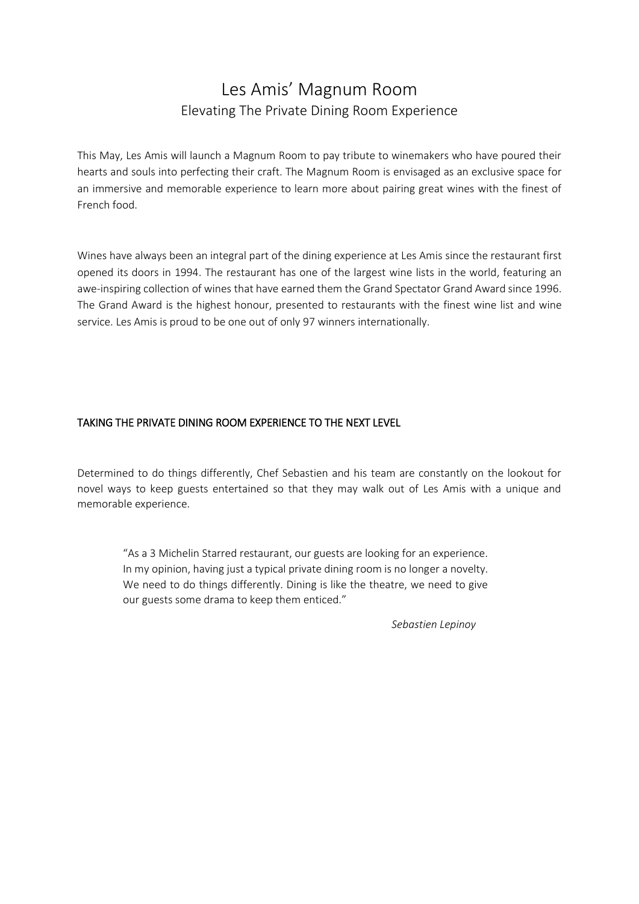# Les Amis' Magnum Room

## Elevating The Private Dining Room Experience

This May, Les Amis will launch a Magnum Room to pay tribute to winemakers who have poured their hearts and souls into perfecting their craft. The Magnum Room is envisaged as an exclusive space for an immersive and memorable experience to learn more about pairing great wines with the finest of French food.

Wines have always been an integral part of the dining experience at Les Amis since the restaurant first opened its doors in 1994. The restaurant has one of the largest wine lists in the world, featuring an awe-inspiring collection of wines that have earned them the Grand Spectator Grand Award since 1996. The Grand Award is the highest honour, presented to restaurants with the finest wine list and wine service. Les Amis is proud to be one out of only 97 winners internationally.

### TAKING THE PRIVATE DINING ROOM EXPERIENCE TO THE NEXT LEVEL

Determined to do things differently, Chef Sebastien and his team are constantly on the lookout for novel ways to keep guests entertained so that they may walk out of Les Amis with a unique and memorable experience.

> "As a 3 Michelin Starred restaurant, our guests are looking for an experience. In my opinion, having just a typical private dining room is no longer a novelty. We need to do things differently. Dining is like the theatre, we need to give our guests some drama to keep them enticed."
>
> *Sebastien Lepinoy*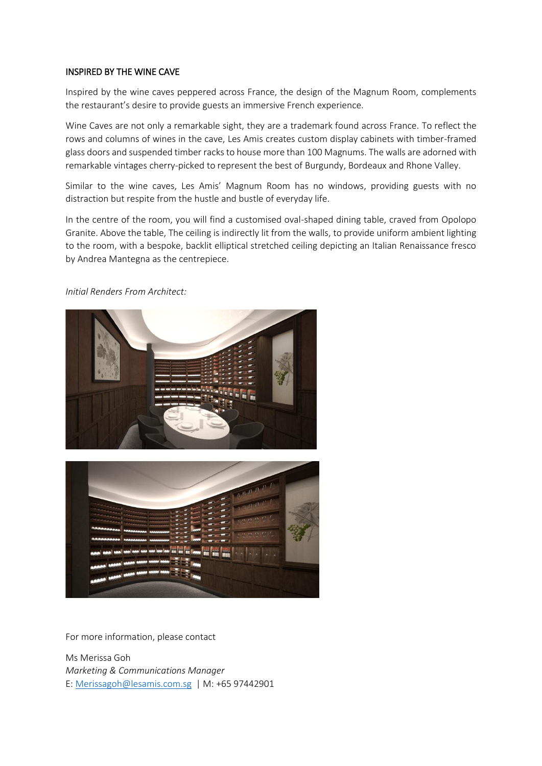INSPIRED BY THE WINE CAVE

Inspired by the wine caves peppered across France, the design of the Magnum Room, complements the restaurant's desire to provide guests an immersive French experience.

Wine Caves are not only a remarkable sight, they are a trademark found across France. To reflect the rows and columns of wines in the cave, Les Amis creates custom display cabinets with timber-framed glass doors and suspended timber racks to house more than 100 Magnums. The walls are adorned with remarkable vintages cherry-picked to represent the best of Burgundy, Bordeaux and Rhone Valley.

Similar to the wine caves, Les Amis' Magnum Room has no windows, providing guests with no distraction but respite from the hustle and bustle of everyday life.

In the centre of the room, you will find a customised oval-shaped dining table, craved from Opolopo Granite. Above the table, The ceiling is indirectly lit from the walls, to provide uniform ambient lighting to the room, with a bespoke, backlit elliptical stretched ceiling depicting an Italian Renaissance fresco by Andrea Mantegna as the centrepiece.

*Initial Renders From Architect:*

For more information, please contact

Ms Merissa Goh
*Marketing & Communications Manager*
E: Merissagoh@lesamis.com.sg | M: +65 97442901